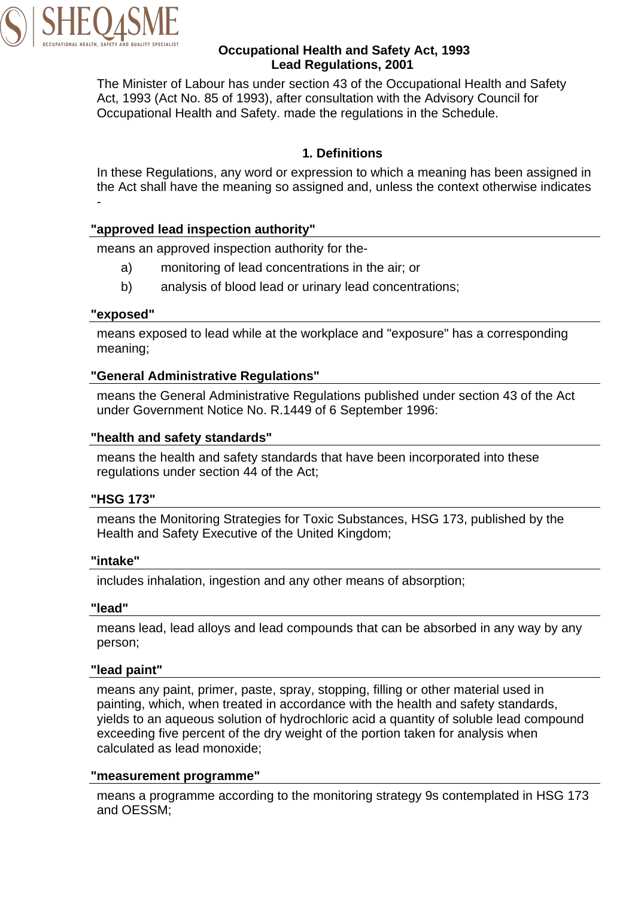# Occupational Health and Safety Act, 1993
# Lead Regulations, 2001

The Minister of Labour has under section 43 of the Occupational Health and Safety Act, 1993 (Act No. 85 of 1993), after consultation with the Advisory Council for Occupational Health and Safety. made the regulations in the Schedule.

## 1. Definitions

In these Regulations, any word or expression to which a meaning has been assigned in the Act shall have the meaning so assigned and, unless the context otherwise indicates -

**"approved lead inspection authority"**

means an approved inspection authority for the-

a) monitoring of lead concentrations in the air; or

b) analysis of blood lead or urinary lead concentrations;

**"exposed"**

means exposed to lead while at the workplace and "exposure" has a corresponding meaning;

**"General Administrative Regulations"**

means the General Administrative Regulations published under section 43 of the Act under Government Notice No. R.1449 of 6 September 1996:

**"health and safety standards"**

means the health and safety standards that have been incorporated into these regulations under section 44 of the Act;

**"HSG 173"**

means the Monitoring Strategies for Toxic Substances, HSG 173, published by the Health and Safety Executive of the United Kingdom;

**"intake"**

includes inhalation, ingestion and any other means of absorption;

**"lead"**

means lead, lead alloys and lead compounds that can be absorbed in any way by any person;

**"lead paint"**

means any paint, primer, paste, spray, stopping, filling or other material used in painting, which, when treated in accordance with the health and safety standards, yields to an aqueous solution of hydrochloric acid a quantity of soluble lead compound exceeding five percent of the dry weight of the portion taken for analysis when calculated as lead monoxide;

**"measurement programme"**

means a programme according to the monitoring strategy 9s contemplated in HSG 173 and OESSM;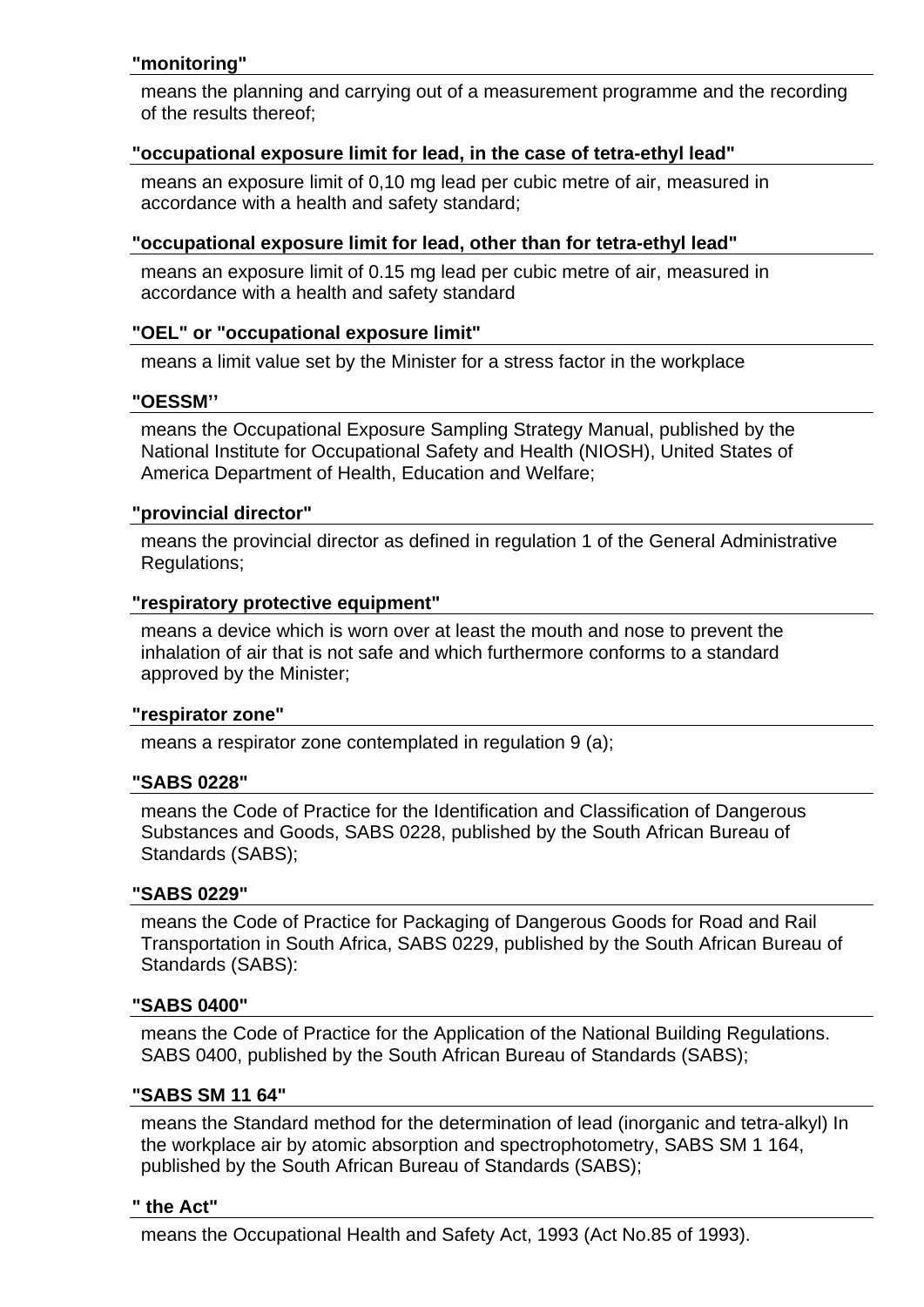**"monitoring"**

means the planning and carrying out of a measurement programme and the recording of the results thereof;

**"occupational exposure limit for lead, in the case of tetra-ethyl lead"**

means an exposure limit of 0,10 mg lead per cubic metre of air, measured in accordance with a health and safety standard;

**"occupational exposure limit for lead, other than for tetra-ethyl lead"**

means an exposure limit of 0.15 mg lead per cubic metre of air, measured in accordance with a health and safety standard

**"OEL" or "occupational exposure limit"**

means a limit value set by the Minister for a stress factor in the workplace

**"OESSM''**

means the Occupational Exposure Sampling Strategy Manual, published by the National Institute for Occupational Safety and Health (NIOSH), United States of America Department of Health, Education and Welfare;

**"provincial director"**

means the provincial director as defined in regulation 1 of the General Administrative Regulations;

**"respiratory protective equipment"**

means a device which is worn over at least the mouth and nose to prevent the inhalation of air that is not safe and which furthermore conforms to a standard approved by the Minister;

**"respirator zone"**

means a respirator zone contemplated in regulation 9 (a);

**"SABS 0228"**

means the Code of Practice for the Identification and Classification of Dangerous Substances and Goods, SABS 0228, published by the South African Bureau of Standards (SABS);

**"SABS 0229"**

means the Code of Practice for Packaging of Dangerous Goods for Road and Rail Transportation in South Africa, SABS 0229, published by the South African Bureau of Standards (SABS):

**"SABS 0400"**

means the Code of Practice for the Application of the National Building Regulations. SABS 0400, published by the South African Bureau of Standards (SABS);

**"SABS SM 11 64"**

means the Standard method for the determination of lead (inorganic and tetra-alkyl) In the workplace air by atomic absorption and spectrophotometry, SABS SM 1 164, published by the South African Bureau of Standards (SABS);

**" the Act"**

means the Occupational Health and Safety Act, 1993 (Act No.85 of 1993).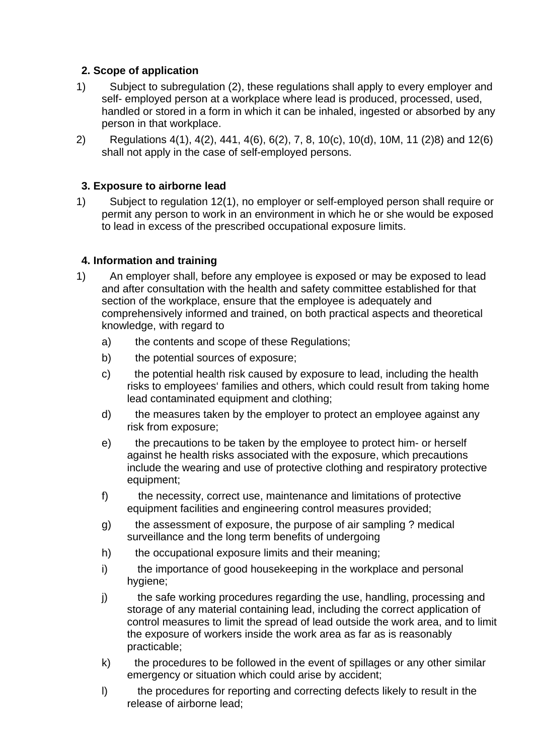## 2. Scope of application

1) Subject to subregulation (2), these regulations shall apply to every employer and self- employed person at a workplace where lead is produced, processed, used, handled or stored in a form in which it can be inhaled, ingested or absorbed by any person in that workplace.

2) Regulations 4(1), 4(2), 441, 4(6), 6(2), 7, 8, 10(c), 10(d), 10M, 11 (2)8) and 12(6) shall not apply in the case of self-employed persons.

## 3. Exposure to airborne lead

1) Subject to regulation 12(1), no employer or self-employed person shall require or permit any person to work in an environment in which he or she would be exposed to lead in excess of the prescribed occupational exposure limits.

## 4. Information and training

1) An employer shall, before any employee is exposed or may be exposed to lead and after consultation with the health and safety committee established for that section of the workplace, ensure that the employee is adequately and comprehensively informed and trained, on both practical aspects and theoretical knowledge, with regard to

   a) the contents and scope of these Regulations;

   b) the potential sources of exposure;

   c) the potential health risk caused by exposure to lead, including the health risks to employees' families and others, which could result from taking home lead contaminated equipment and clothing;

   d) the measures taken by the employer to protect an employee against any risk from exposure;

   e) the precautions to be taken by the employee to protect him- or herself against he health risks associated with the exposure, which precautions include the wearing and use of protective clothing and respiratory protective equipment;

   f) the necessity, correct use, maintenance and limitations of protective equipment facilities and engineering control measures provided;

   g) the assessment of exposure, the purpose of air sampling ? medical surveillance and the long term benefits of undergoing

   h) the occupational exposure limits and their meaning;

   i) the importance of good housekeeping in the workplace and personal hygiene;

   j) the safe working procedures regarding the use, handling, processing and storage of any material containing lead, including the correct application of control measures to limit the spread of lead outside the work area, and to limit the exposure of workers inside the work area as far as is reasonably practicable;

   k) the procedures to be followed in the event of spillages or any other similar emergency or situation which could arise by accident;

   l) the procedures for reporting and correcting defects likely to result in the release of airborne lead;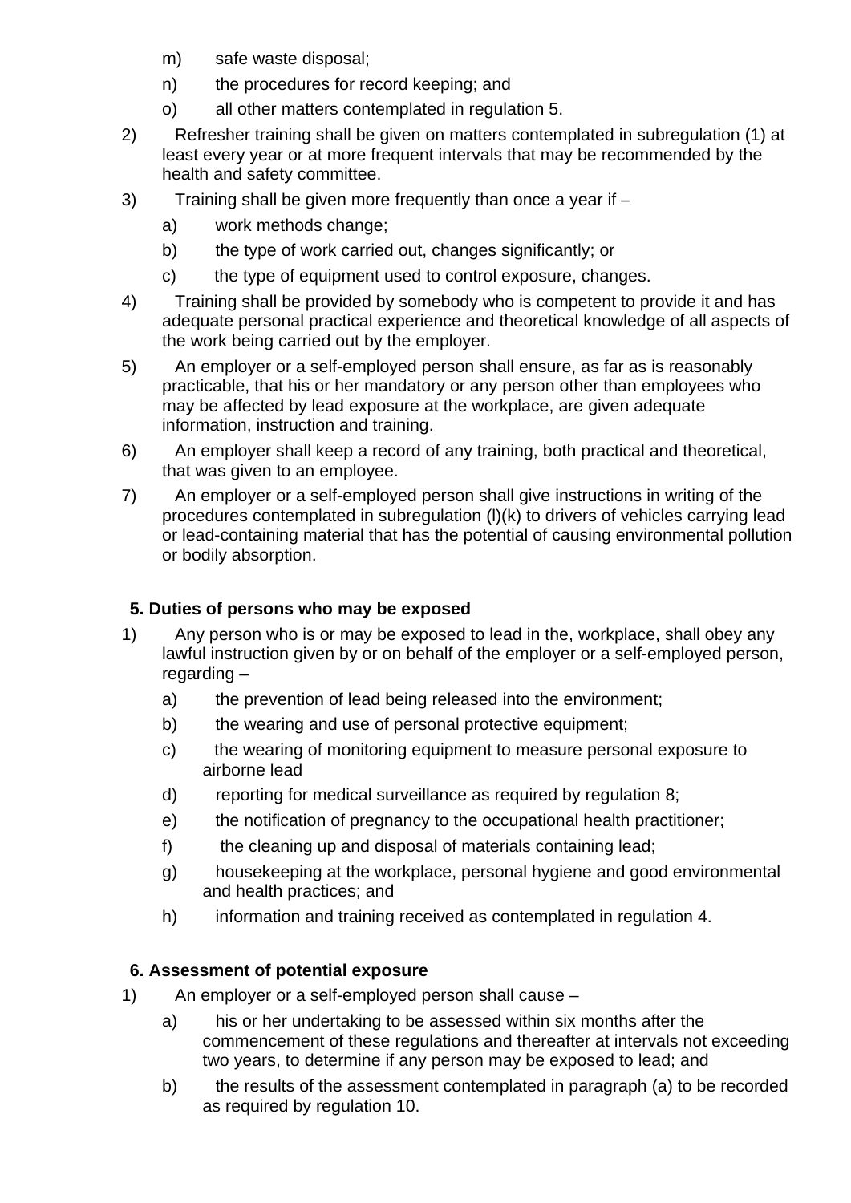m) safe waste disposal;

n) the procedures for record keeping; and

o) all other matters contemplated in regulation 5.

2) Refresher training shall be given on matters contemplated in subregulation (1) at least every year or at more frequent intervals that may be recommended by the health and safety committee.

3) Training shall be given more frequently than once a year if –

a) work methods change;

b) the type of work carried out, changes significantly; or

c) the type of equipment used to control exposure, changes.

4) Training shall be provided by somebody who is competent to provide it and has adequate personal practical experience and theoretical knowledge of all aspects of the work being carried out by the employer.

5) An employer or a self-employed person shall ensure, as far as is reasonably practicable, that his or her mandatory or any person other than employees who may be affected by lead exposure at the workplace, are given adequate information, instruction and training.

6) An employer shall keep a record of any training, both practical and theoretical, that was given to an employee.

7) An employer or a self-employed person shall give instructions in writing of the procedures contemplated in subregulation (l)(k) to drivers of vehicles carrying lead or lead-containing material that has the potential of causing environmental pollution or bodily absorption.

**5. Duties of persons who may be exposed**

1) Any person who is or may be exposed to lead in the, workplace, shall obey any lawful instruction given by or on behalf of the employer or a self-employed person, regarding –

a) the prevention of lead being released into the environment;

b) the wearing and use of personal protective equipment;

c) the wearing of monitoring equipment to measure personal exposure to airborne lead

d) reporting for medical surveillance as required by regulation 8;

e) the notification of pregnancy to the occupational health practitioner;

f) the cleaning up and disposal of materials containing lead;

g) housekeeping at the workplace, personal hygiene and good environmental and health practices; and

h) information and training received as contemplated in regulation 4.

**6. Assessment of potential exposure**

1) An employer or a self-employed person shall cause –

a) his or her undertaking to be assessed within six months after the commencement of these regulations and thereafter at intervals not exceeding two years, to determine if any person may be exposed to lead; and

b) the results of the assessment contemplated in paragraph (a) to be recorded as required by regulation 10.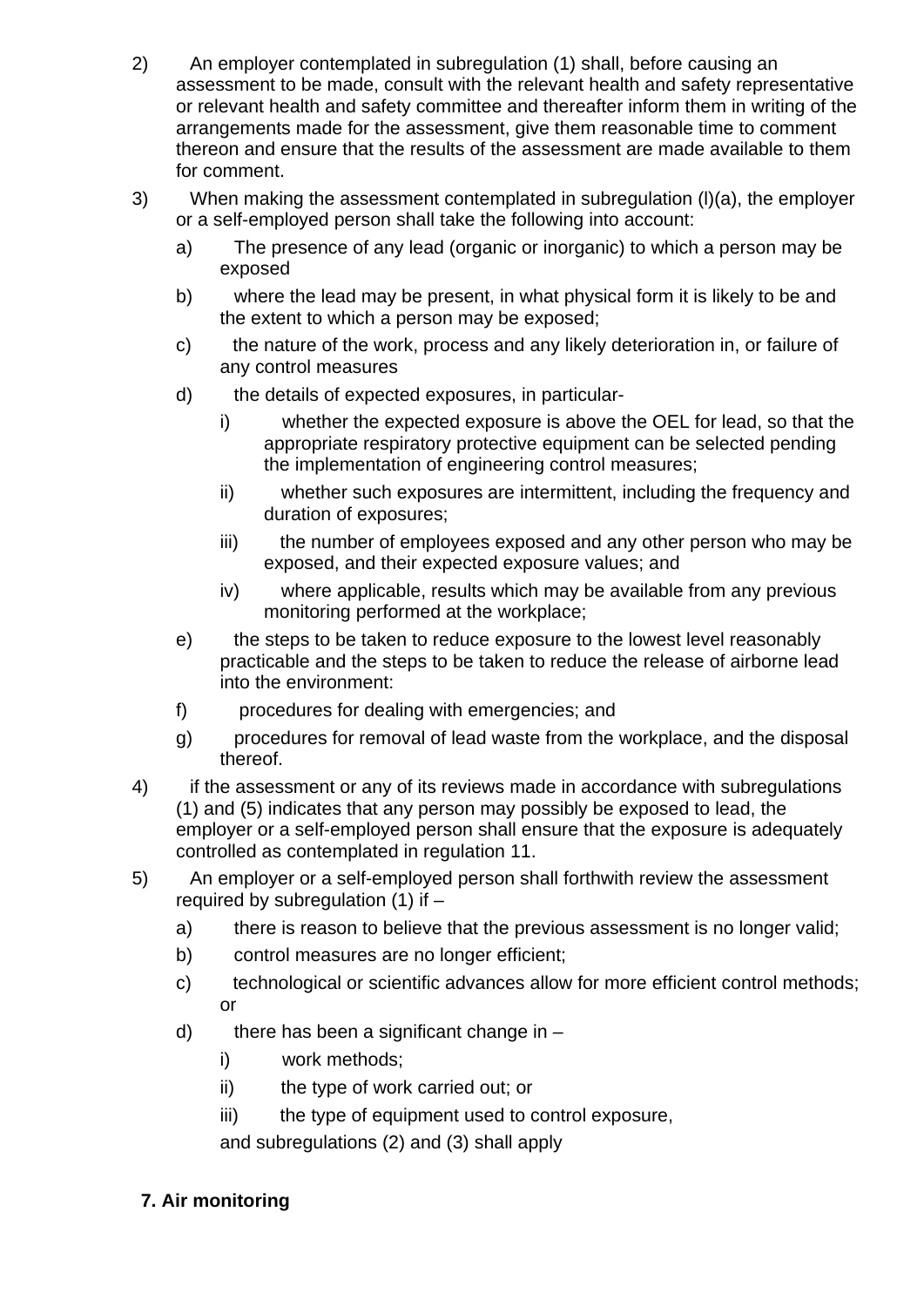2) An employer contemplated in subregulation (1) shall, before causing an assessment to be made, consult with the relevant health and safety representative or relevant health and safety committee and thereafter inform them in writing of the arrangements made for the assessment, give them reasonable time to comment thereon and ensure that the results of the assessment are made available to them for comment.

3) When making the assessment contemplated in subregulation (l)(a), the employer or a self-employed person shall take the following into account:

   a) The presence of any lead (organic or inorganic) to which a person may be exposed

   b) where the lead may be present, in what physical form it is likely to be and the extent to which a person may be exposed;

   c) the nature of the work, process and any likely deterioration in, or failure of any control measures

   d) the details of expected exposures, in particular-

      i) whether the expected exposure is above the OEL for lead, so that the appropriate respiratory protective equipment can be selected pending the implementation of engineering control measures;

      ii) whether such exposures are intermittent, including the frequency and duration of exposures;

      iii) the number of employees exposed and any other person who may be exposed, and their expected exposure values; and

      iv) where applicable, results which may be available from any previous monitoring performed at the workplace;

   e) the steps to be taken to reduce exposure to the lowest level reasonably practicable and the steps to be taken to reduce the release of airborne lead into the environment:

   f) procedures for dealing with emergencies; and

   g) procedures for removal of lead waste from the workplace, and the disposal thereof.

4) if the assessment or any of its reviews made in accordance with subregulations (1) and (5) indicates that any person may possibly be exposed to lead, the employer or a self-employed person shall ensure that the exposure is adequately controlled as contemplated in regulation 11.

5) An employer or a self-employed person shall forthwith review the assessment required by subregulation (1) if –

   a) there is reason to believe that the previous assessment is no longer valid;

   b) control measures are no longer efficient;

   c) technological or scientific advances allow for more efficient control methods; or

   d) there has been a significant change in –

      i) work methods;

      ii) the type of work carried out; or

      iii) the type of equipment used to control exposure,

   and subregulations (2) and (3) shall apply

**7. Air monitoring**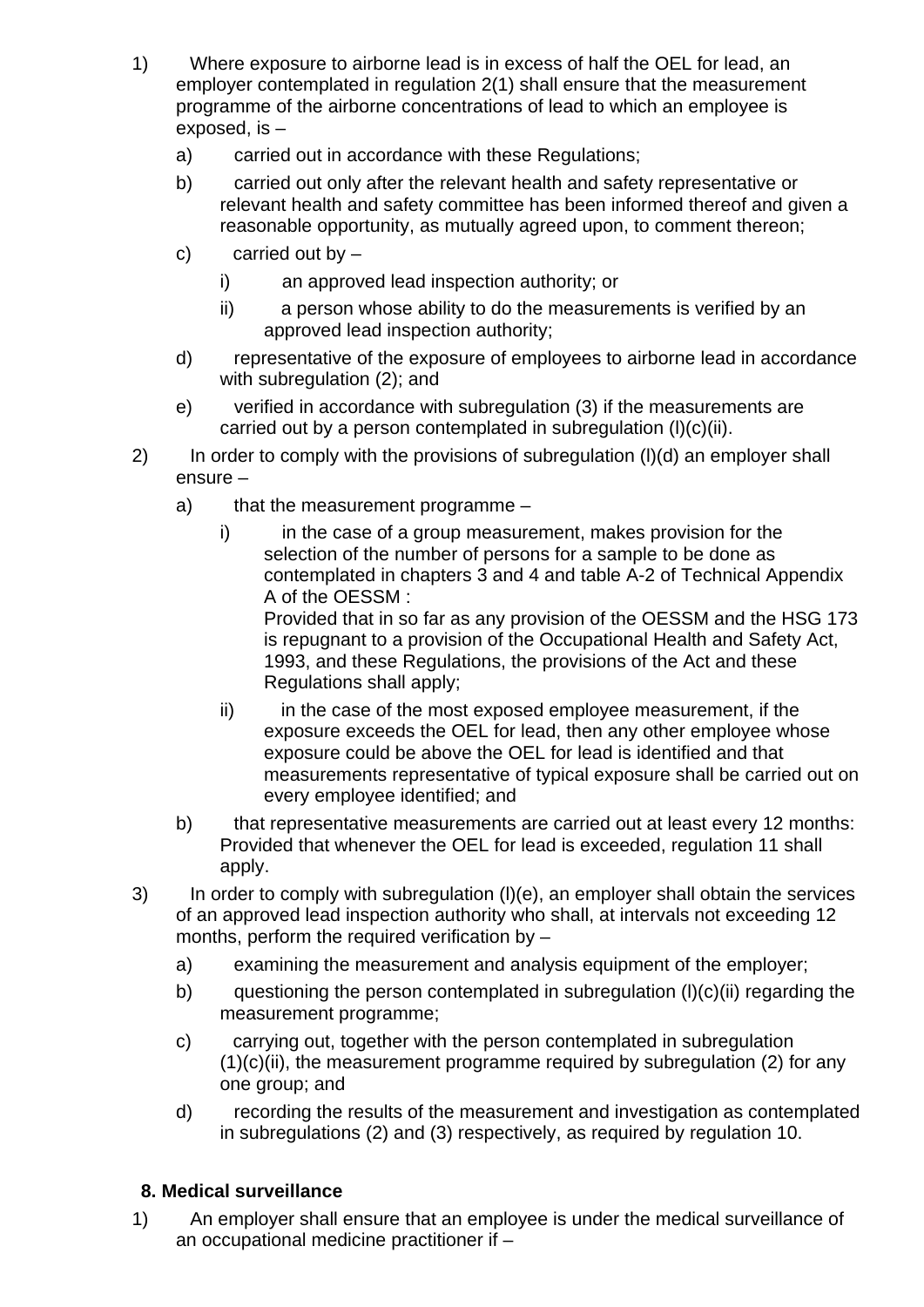1) Where exposure to airborne lead is in excess of half the OEL for lead, an employer contemplated in regulation 2(1) shall ensure that the measurement programme of the airborne concentrations of lead to which an employee is exposed, is –

   a) carried out in accordance with these Regulations;

   b) carried out only after the relevant health and safety representative or relevant health and safety committee has been informed thereof and given a reasonable opportunity, as mutually agreed upon, to comment thereon;

   c) carried out by –

      i) an approved lead inspection authority; or

      ii) a person whose ability to do the measurements is verified by an approved lead inspection authority;

   d) representative of the exposure of employees to airborne lead in accordance with subregulation (2); and

   e) verified in accordance with subregulation (3) if the measurements are carried out by a person contemplated in subregulation (l)(c)(ii).

2) In order to comply with the provisions of subregulation (l)(d) an employer shall ensure –

   a) that the measurement programme –

      i) in the case of a group measurement, makes provision for the selection of the number of persons for a sample to be done as contemplated in chapters 3 and 4 and table A-2 of Technical Appendix A of the OESSM :
      Provided that in so far as any provision of the OESSM and the HSG 173 is repugnant to a provision of the Occupational Health and Safety Act, 1993, and these Regulations, the provisions of the Act and these Regulations shall apply;

      ii) in the case of the most exposed employee measurement, if the exposure exceeds the OEL for lead, then any other employee whose exposure could be above the OEL for lead is identified and that measurements representative of typical exposure shall be carried out on every employee identified; and

   b) that representative measurements are carried out at least every 12 months: Provided that whenever the OEL for lead is exceeded, regulation 11 shall apply.

3) In order to comply with subregulation (l)(e), an employer shall obtain the services of an approved lead inspection authority who shall, at intervals not exceeding 12 months, perform the required verification by –

   a) examining the measurement and analysis equipment of the employer;

   b) questioning the person contemplated in subregulation (l)(c)(ii) regarding the measurement programme;

   c) carrying out, together with the person contemplated in subregulation (1)(c)(ii), the measurement programme required by subregulation (2) for any one group; and

   d) recording the results of the measurement and investigation as contemplated in subregulations (2) and (3) respectively, as required by regulation 10.

**8. Medical surveillance**

1) An employer shall ensure that an employee is under the medical surveillance of an occupational medicine practitioner if –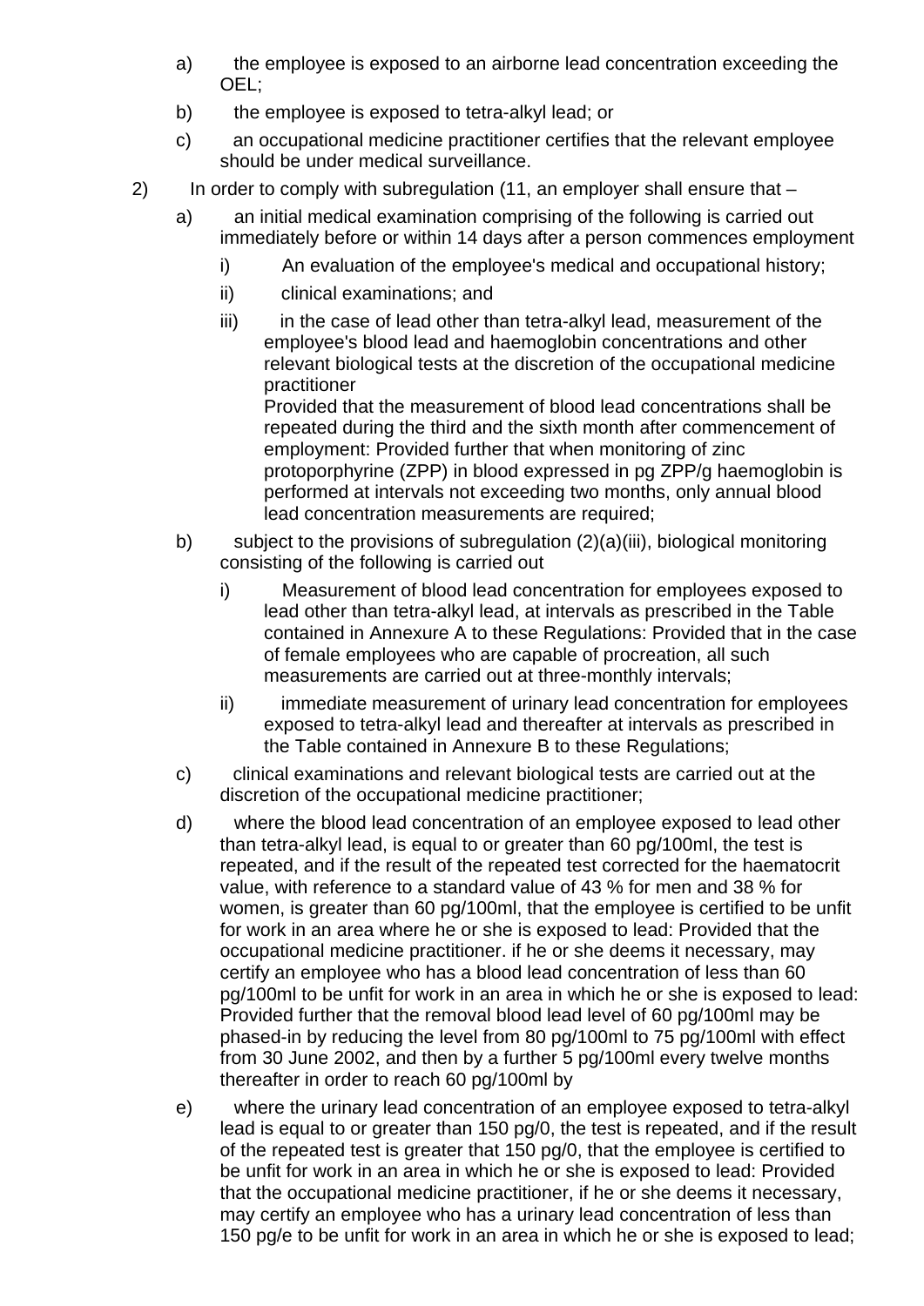a) the employee is exposed to an airborne lead concentration exceeding the OEL;

b) the employee is exposed to tetra-alkyl lead; or

c) an occupational medicine practitioner certifies that the relevant employee should be under medical surveillance.

2) In order to comply with subregulation (11, an employer shall ensure that –

a) an initial medical examination comprising of the following is carried out immediately before or within 14 days after a person commences employment

i) An evaluation of the employee's medical and occupational history;

ii) clinical examinations; and

iii) in the case of lead other than tetra-alkyl lead, measurement of the employee's blood lead and haemoglobin concentrations and other relevant biological tests at the discretion of the occupational medicine practitioner
Provided that the measurement of blood lead concentrations shall be repeated during the third and the sixth month after commencement of employment: Provided further that when monitoring of zinc protoporphyrine (ZPP) in blood expressed in pg ZPP/g haemoglobin is performed at intervals not exceeding two months, only annual blood lead concentration measurements are required;

b) subject to the provisions of subregulation (2)(a)(iii), biological monitoring consisting of the following is carried out

i) Measurement of blood lead concentration for employees exposed to lead other than tetra-alkyl lead, at intervals as prescribed in the Table contained in Annexure A to these Regulations: Provided that in the case of female employees who are capable of procreation, all such measurements are carried out at three-monthly intervals;

ii) immediate measurement of urinary lead concentration for employees exposed to tetra-alkyl lead and thereafter at intervals as prescribed in the Table contained in Annexure B to these Regulations;

c) clinical examinations and relevant biological tests are carried out at the discretion of the occupational medicine practitioner;

d) where the blood lead concentration of an employee exposed to lead other than tetra-alkyl lead, is equal to or greater than 60 pg/100ml, the test is repeated, and if the result of the repeated test corrected for the haematocrit value, with reference to a standard value of 43 % for men and 38 % for women, is greater than 60 pg/100ml, that the employee is certified to be unfit for work in an area where he or she is exposed to lead: Provided that the occupational medicine practitioner. if he or she deems it necessary, may certify an employee who has a blood lead concentration of less than 60 pg/100ml to be unfit for work in an area in which he or she is exposed to lead: Provided further that the removal blood lead level of 60 pg/100ml may be phased-in by reducing the level from 80 pg/100ml to 75 pg/100ml with effect from 30 June 2002, and then by a further 5 pg/100ml every twelve months thereafter in order to reach 60 pg/100ml by

e) where the urinary lead concentration of an employee exposed to tetra-alkyl lead is equal to or greater than 150 pg/0, the test is repeated, and if the result of the repeated test is greater that 150 pg/0, that the employee is certified to be unfit for work in an area in which he or she is exposed to lead: Provided that the occupational medicine practitioner, if he or she deems it necessary, may certify an employee who has a urinary lead concentration of less than 150 pg/e to be unfit for work in an area in which he or she is exposed to lead;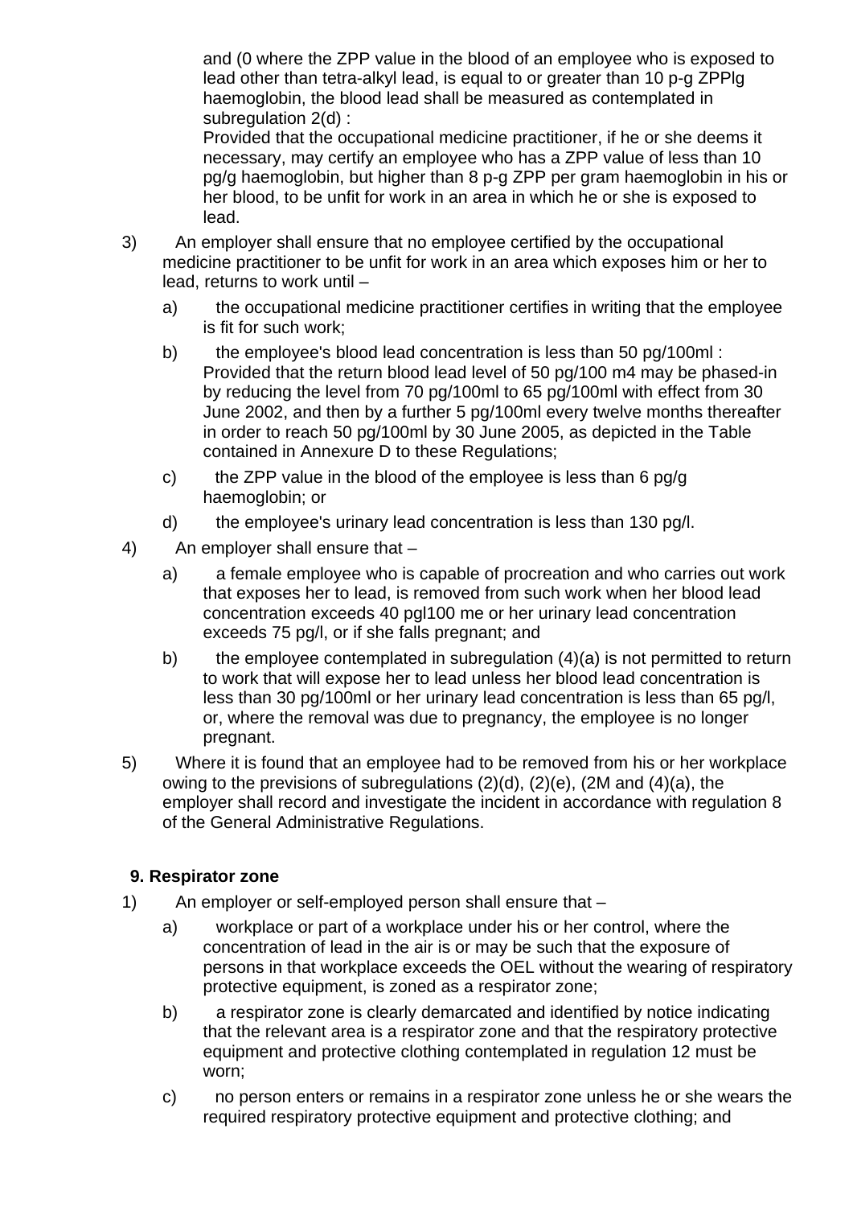and (0 where the ZPP value in the blood of an employee who is exposed to lead other than tetra-alkyl lead, is equal to or greater than 10 p-g ZPPlg haemoglobin, the blood lead shall be measured as contemplated in subregulation 2(d) :

Provided that the occupational medicine practitioner, if he or she deems it necessary, may certify an employee who has a ZPP value of less than 10 pg/g haemoglobin, but higher than 8 p-g ZPP per gram haemoglobin in his or her blood, to be unfit for work in an area in which he or she is exposed to lead.

3) An employer shall ensure that no employee certified by the occupational medicine practitioner to be unfit for work in an area which exposes him or her to lead, returns to work until –

   a) the occupational medicine practitioner certifies in writing that the employee is fit for such work;

   b) the employee's blood lead concentration is less than 50 pg/100ml : Provided that the return blood lead level of 50 pg/100 m4 may be phased-in by reducing the level from 70 pg/100ml to 65 pg/100ml with effect from 30 June 2002, and then by a further 5 pg/100ml every twelve months thereafter in order to reach 50 pg/100ml by 30 June 2005, as depicted in the Table contained in Annexure D to these Regulations;

   c) the ZPP value in the blood of the employee is less than 6 pg/g haemoglobin; or

   d) the employee's urinary lead concentration is less than 130 pg/l.

4) An employer shall ensure that –

   a) a female employee who is capable of procreation and who carries out work that exposes her to lead, is removed from such work when her blood lead concentration exceeds 40 pgl100 me or her urinary lead concentration exceeds 75 pg/l, or if she falls pregnant; and

   b) the employee contemplated in subregulation (4)(a) is not permitted to return to work that will expose her to lead unless her blood lead concentration is less than 30 pg/100ml or her urinary lead concentration is less than 65 pg/l, or, where the removal was due to pregnancy, the employee is no longer pregnant.

5) Where it is found that an employee had to be removed from his or her workplace owing to the previsions of subregulations (2)(d), (2)(e), (2M and (4)(a), the employer shall record and investigate the incident in accordance with regulation 8 of the General Administrative Regulations.

**9. Respirator zone**

1) An employer or self-employed person shall ensure that –

   a) workplace or part of a workplace under his or her control, where the concentration of lead in the air is or may be such that the exposure of persons in that workplace exceeds the OEL without the wearing of respiratory protective equipment, is zoned as a respirator zone;

   b) a respirator zone is clearly demarcated and identified by notice indicating that the relevant area is a respirator zone and that the respiratory protective equipment and protective clothing contemplated in regulation 12 must be worn;

   c) no person enters or remains in a respirator zone unless he or she wears the required respiratory protective equipment and protective clothing; and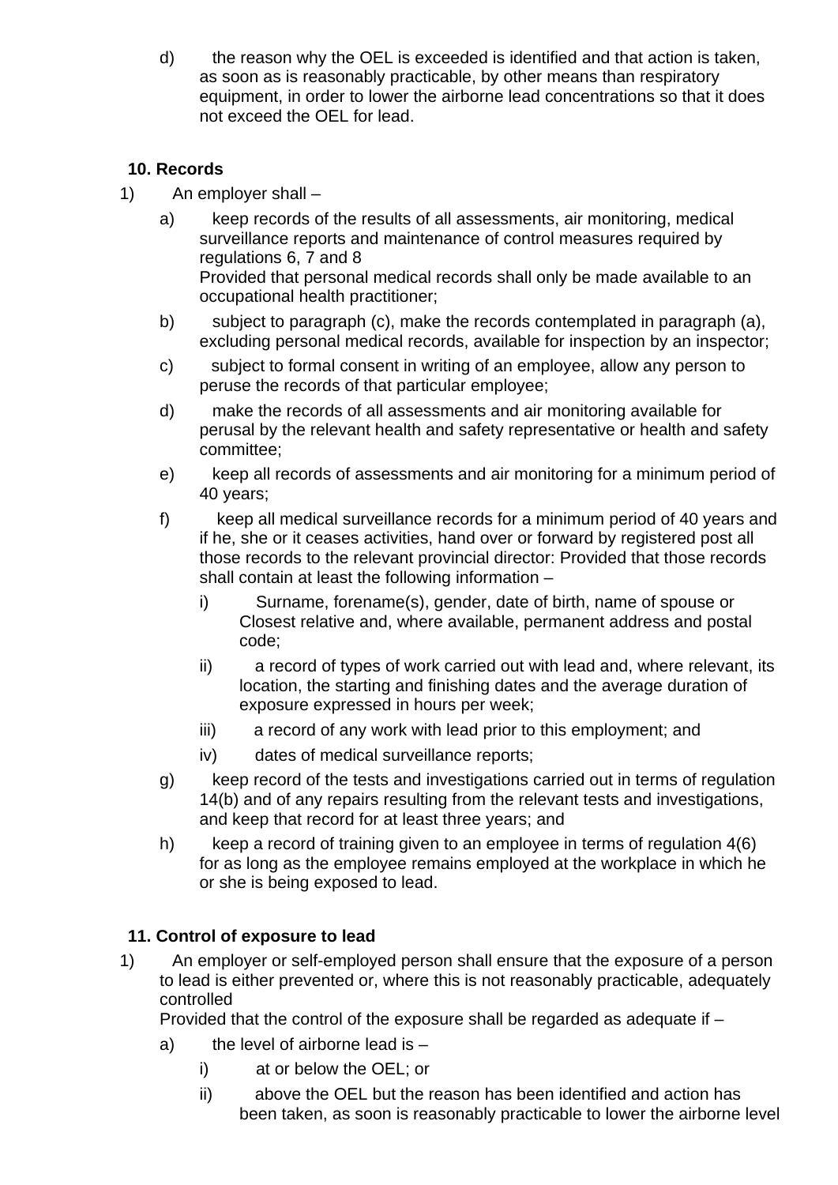d) the reason why the OEL is exceeded is identified and that action is taken, as soon as is reasonably practicable, by other means than respiratory equipment, in order to lower the airborne lead concentrations so that it does not exceed the OEL for lead.

**10. Records**

1) An employer shall –

   a) keep records of the results of all assessments, air monitoring, medical surveillance reports and maintenance of control measures required by regulations 6, 7 and 8
   Provided that personal medical records shall only be made available to an occupational health practitioner;

   b) subject to paragraph (c), make the records contemplated in paragraph (a), excluding personal medical records, available for inspection by an inspector;

   c) subject to formal consent in writing of an employee, allow any person to peruse the records of that particular employee;

   d) make the records of all assessments and air monitoring available for perusal by the relevant health and safety representative or health and safety committee;

   e) keep all records of assessments and air monitoring for a minimum period of 40 years;

   f) keep all medical surveillance records for a minimum period of 40 years and if he, she or it ceases activities, hand over or forward by registered post all those records to the relevant provincial director: Provided that those records shall contain at least the following information –

      i) Surname, forename(s), gender, date of birth, name of spouse or Closest relative and, where available, permanent address and postal code;

      ii) a record of types of work carried out with lead and, where relevant, its location, the starting and finishing dates and the average duration of exposure expressed in hours per week;

      iii) a record of any work with lead prior to this employment; and

      iv) dates of medical surveillance reports;

   g) keep record of the tests and investigations carried out in terms of regulation 14(b) and of any repairs resulting from the relevant tests and investigations, and keep that record for at least three years; and

   h) keep a record of training given to an employee in terms of regulation 4(6) for as long as the employee remains employed at the workplace in which he or she is being exposed to lead.

**11. Control of exposure to lead**

1) An employer or self-employed person shall ensure that the exposure of a person to lead is either prevented or, where this is not reasonably practicable, adequately controlled
Provided that the control of the exposure shall be regarded as adequate if –

   a) the level of airborne lead is –

      i) at or below the OEL; or

      ii) above the OEL but the reason has been identified and action has been taken, as soon is reasonably practicable to lower the airborne level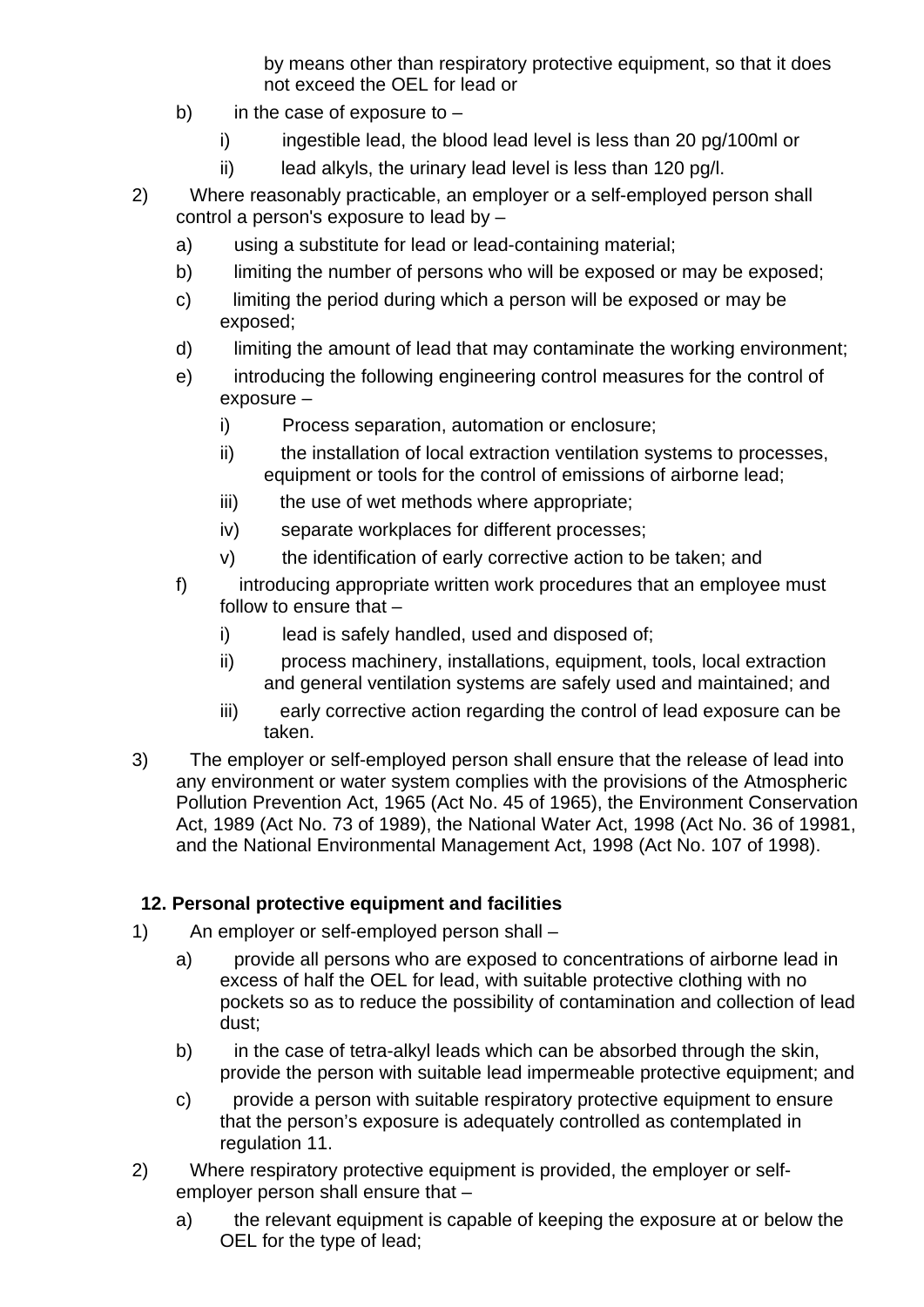by means other than respiratory protective equipment, so that it does not exceed the OEL for lead or

- b) in the case of exposure to –
  - i) ingestible lead, the blood lead level is less than 20 pg/100ml or
  - ii) lead alkyls, the urinary lead level is less than 120 pg/l.

2) Where reasonably practicable, an employer or a self-employed person shall control a person's exposure to lead by –

- a) using a substitute for lead or lead-containing material;
- b) limiting the number of persons who will be exposed or may be exposed;
- c) limiting the period during which a person will be exposed or may be exposed;
- d) limiting the amount of lead that may contaminate the working environment;
- e) introducing the following engineering control measures for the control of exposure –
  - i) Process separation, automation or enclosure;
  - ii) the installation of local extraction ventilation systems to processes, equipment or tools for the control of emissions of airborne lead;
  - iii) the use of wet methods where appropriate;
  - iv) separate workplaces for different processes;
  - v) the identification of early corrective action to be taken; and
- f) introducing appropriate written work procedures that an employee must follow to ensure that –
  - i) lead is safely handled, used and disposed of;
  - ii) process machinery, installations, equipment, tools, local extraction and general ventilation systems are safely used and maintained; and
  - iii) early corrective action regarding the control of lead exposure can be taken.

3) The employer or self-employed person shall ensure that the release of lead into any environment or water system complies with the provisions of the Atmospheric Pollution Prevention Act, 1965 (Act No. 45 of 1965), the Environment Conservation Act, 1989 (Act No. 73 of 1989), the National Water Act, 1998 (Act No. 36 of 19981, and the National Environmental Management Act, 1998 (Act No. 107 of 1998).

### 12. Personal protective equipment and facilities

1) An employer or self-employed person shall –

- a) provide all persons who are exposed to concentrations of airborne lead in excess of half the OEL for lead, with suitable protective clothing with no pockets so as to reduce the possibility of contamination and collection of lead dust;
- b) in the case of tetra-alkyl leads which can be absorbed through the skin, provide the person with suitable lead impermeable protective equipment; and
- c) provide a person with suitable respiratory protective equipment to ensure that the person's exposure is adequately controlled as contemplated in regulation 11.

2) Where respiratory protective equipment is provided, the employer or self-employer person shall ensure that –

- a) the relevant equipment is capable of keeping the exposure at or below the OEL for the type of lead;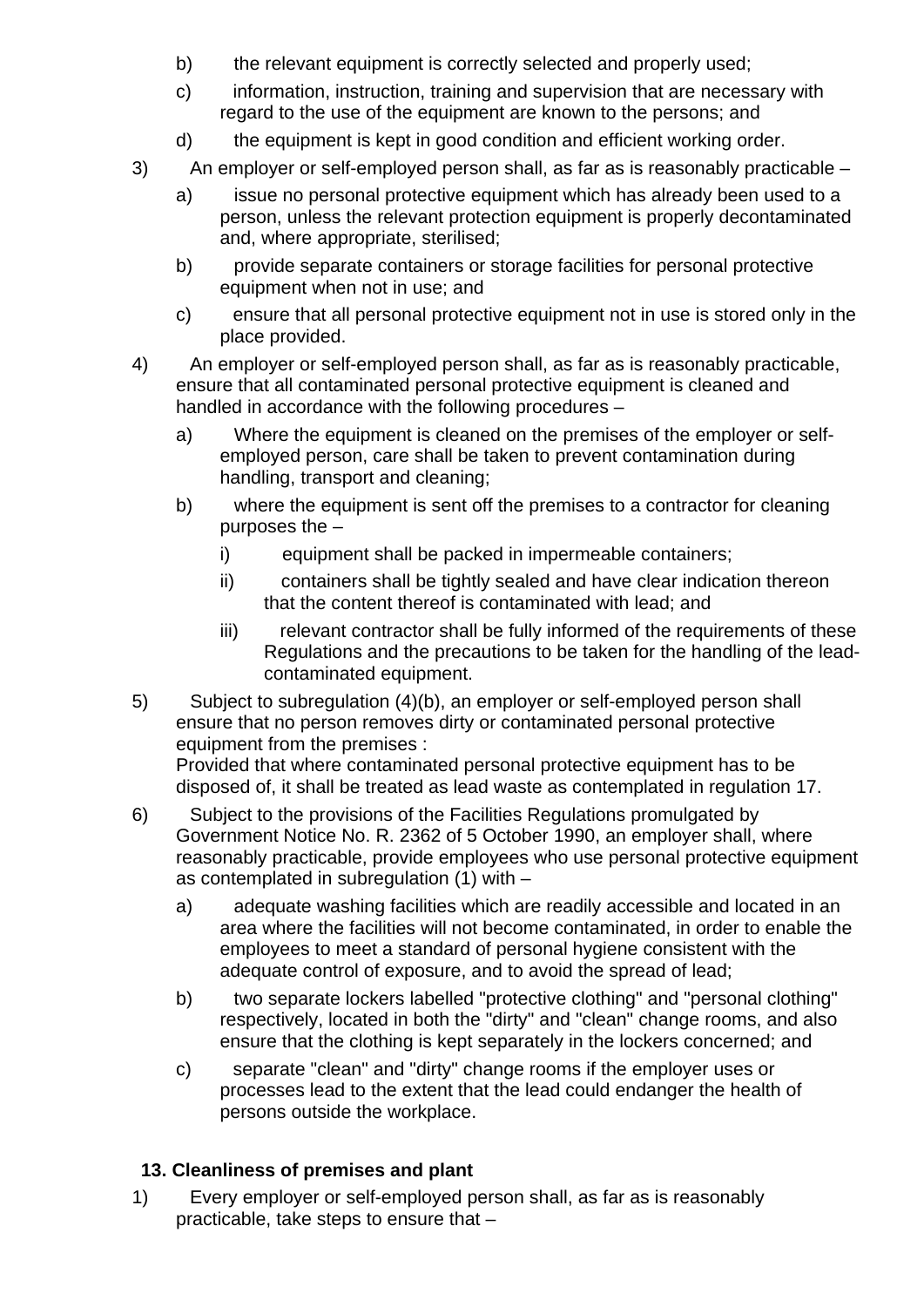b) the relevant equipment is correctly selected and properly used;

c) information, instruction, training and supervision that are necessary with regard to the use of the equipment are known to the persons; and

d) the equipment is kept in good condition and efficient working order.

3) An employer or self-employed person shall, as far as is reasonably practicable –

a) issue no personal protective equipment which has already been used to a person, unless the relevant protection equipment is properly decontaminated and, where appropriate, sterilised;

b) provide separate containers or storage facilities for personal protective equipment when not in use; and

c) ensure that all personal protective equipment not in use is stored only in the place provided.

4) An employer or self-employed person shall, as far as is reasonably practicable, ensure that all contaminated personal protective equipment is cleaned and handled in accordance with the following procedures –

a) Where the equipment is cleaned on the premises of the employer or self-employed person, care shall be taken to prevent contamination during handling, transport and cleaning;

b) where the equipment is sent off the premises to a contractor for cleaning purposes the –

i) equipment shall be packed in impermeable containers;

ii) containers shall be tightly sealed and have clear indication thereon that the content thereof is contaminated with lead; and

iii) relevant contractor shall be fully informed of the requirements of these Regulations and the precautions to be taken for the handling of the lead-contaminated equipment.

5) Subject to subregulation (4)(b), an employer or self-employed person shall ensure that no person removes dirty or contaminated personal protective equipment from the premises :
Provided that where contaminated personal protective equipment has to be disposed of, it shall be treated as lead waste as contemplated in regulation 17.

6) Subject to the provisions of the Facilities Regulations promulgated by Government Notice No. R. 2362 of 5 October 1990, an employer shall, where reasonably practicable, provide employees who use personal protective equipment as contemplated in subregulation (1) with –

a) adequate washing facilities which are readily accessible and located in an area where the facilities will not become contaminated, in order to enable the employees to meet a standard of personal hygiene consistent with the adequate control of exposure, and to avoid the spread of lead;

b) two separate lockers labelled "protective clothing" and "personal clothing" respectively, located in both the "dirty" and "clean" change rooms, and also ensure that the clothing is kept separately in the lockers concerned; and

c) separate "clean" and "dirty" change rooms if the employer uses or processes lead to the extent that the lead could endanger the health of persons outside the workplace.

**13. Cleanliness of premises and plant**

1) Every employer or self-employed person shall, as far as is reasonably practicable, take steps to ensure that –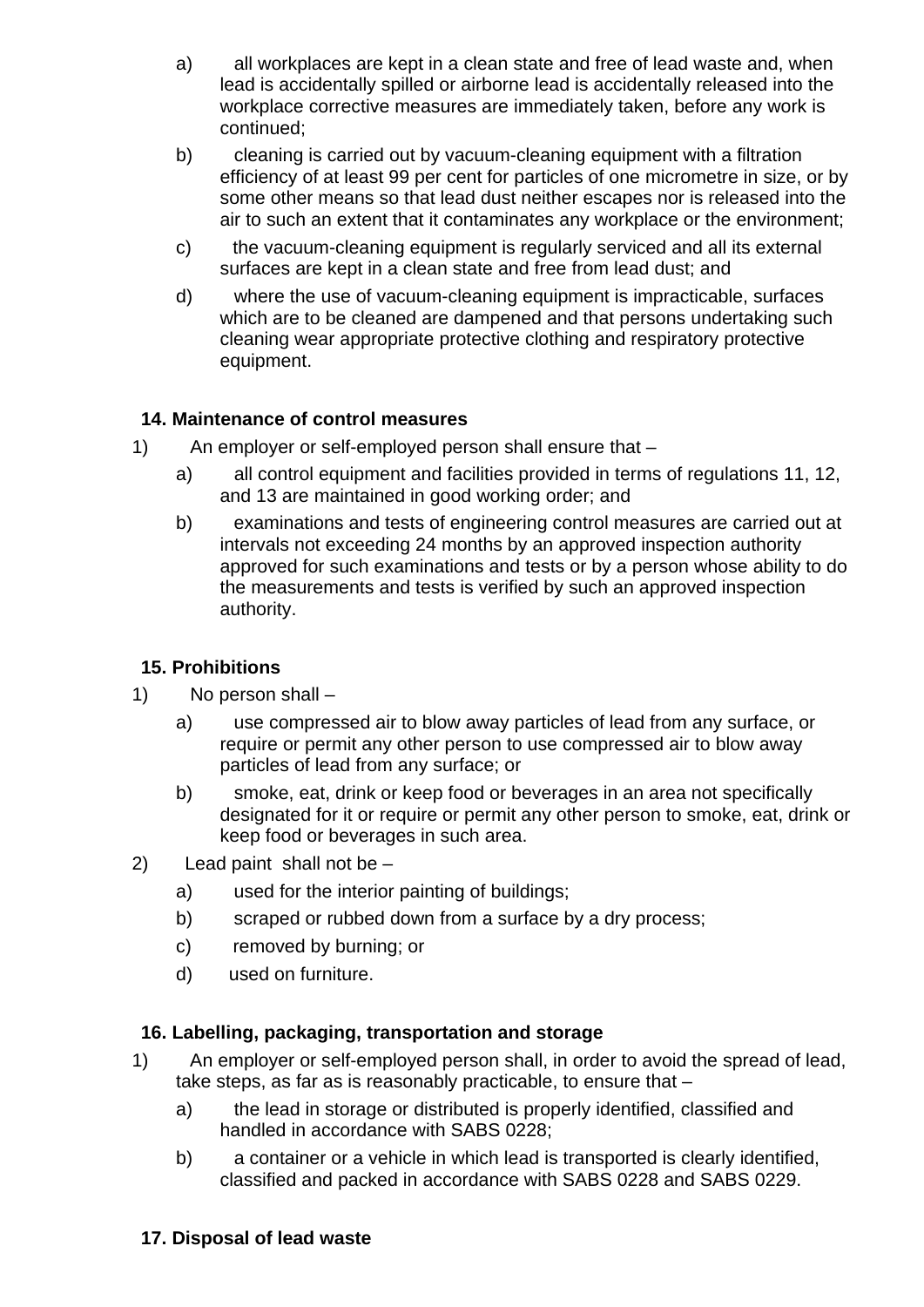a) all workplaces are kept in a clean state and free of lead waste and, when lead is accidentally spilled or airborne lead is accidentally released into the workplace corrective measures are immediately taken, before any work is continued;

b) cleaning is carried out by vacuum-cleaning equipment with a filtration efficiency of at least 99 per cent for particles of one micrometre in size, or by some other means so that lead dust neither escapes nor is released into the air to such an extent that it contaminates any workplace or the environment;

c) the vacuum-cleaning equipment is regularly serviced and all its external surfaces are kept in a clean state and free from lead dust; and

d) where the use of vacuum-cleaning equipment is impracticable, surfaces which are to be cleaned are dampened and that persons undertaking such cleaning wear appropriate protective clothing and respiratory protective equipment.

**14. Maintenance of control measures**

1) An employer or self-employed person shall ensure that –

a) all control equipment and facilities provided in terms of regulations 11, 12, and 13 are maintained in good working order; and

b) examinations and tests of engineering control measures are carried out at intervals not exceeding 24 months by an approved inspection authority approved for such examinations and tests or by a person whose ability to do the measurements and tests is verified by such an approved inspection authority.

**15. Prohibitions**

1) No person shall –

a) use compressed air to blow away particles of lead from any surface, or require or permit any other person to use compressed air to blow away particles of lead from any surface; or

b) smoke, eat, drink or keep food or beverages in an area not specifically designated for it or require or permit any other person to smoke, eat, drink or keep food or beverages in such area.

2) Lead paint shall not be –

a) used for the interior painting of buildings;

b) scraped or rubbed down from a surface by a dry process;

c) removed by burning; or

d) used on furniture.

**16. Labelling, packaging, transportation and storage**

1) An employer or self-employed person shall, in order to avoid the spread of lead, take steps, as far as is reasonably practicable, to ensure that –

a) the lead in storage or distributed is properly identified, classified and handled in accordance with SABS 0228;

b) a container or a vehicle in which lead is transported is clearly identified, classified and packed in accordance with SABS 0228 and SABS 0229.

**17. Disposal of lead waste**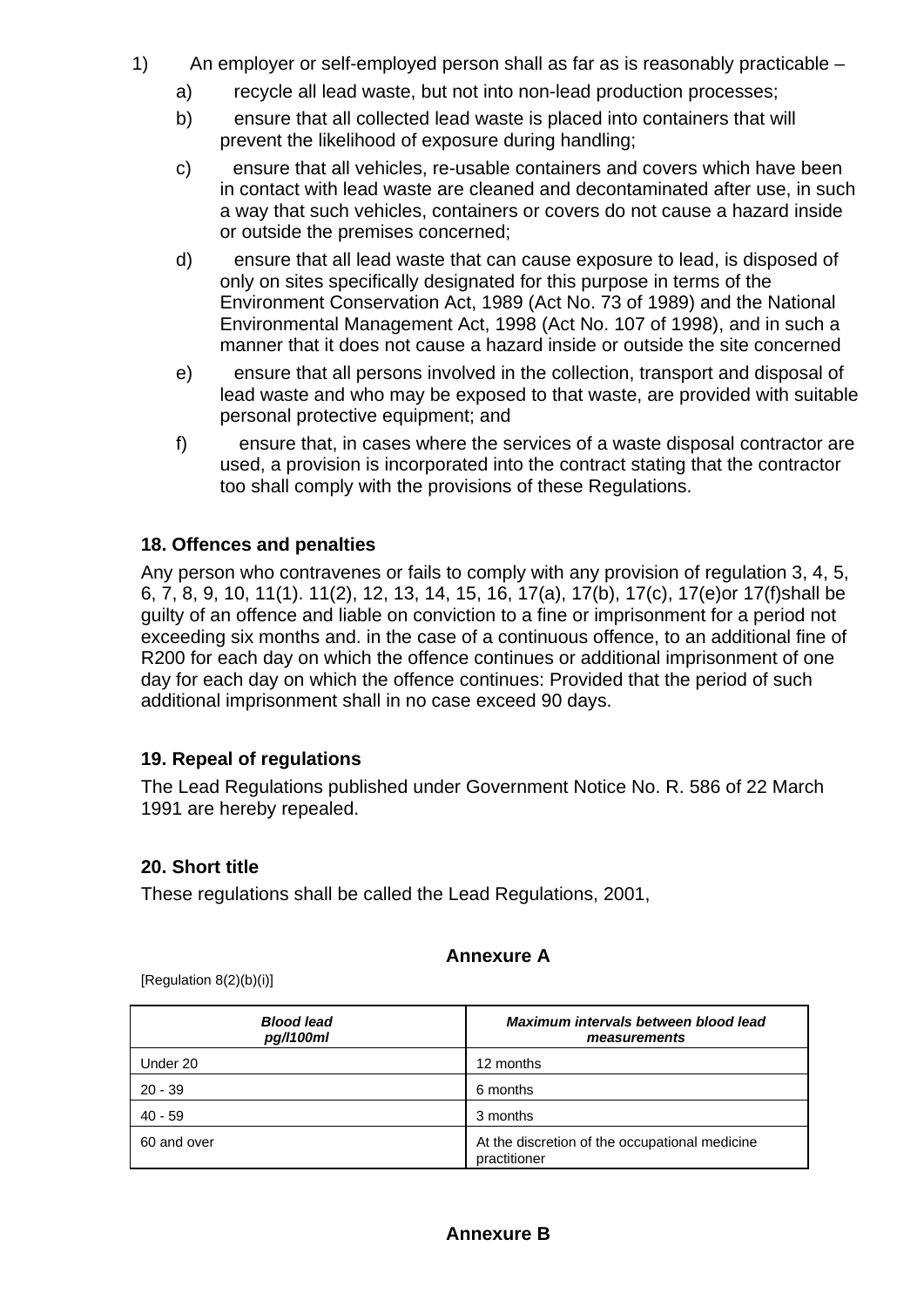1) An employer or self-employed person shall as far as is reasonably practicable –

   a) recycle all lead waste, but not into non-lead production processes;

   b) ensure that all collected lead waste is placed into containers that will prevent the likelihood of exposure during handling;

   c) ensure that all vehicles, re-usable containers and covers which have been in contact with lead waste are cleaned and decontaminated after use, in such a way that such vehicles, containers or covers do not cause a hazard inside or outside the premises concerned;

   d) ensure that all lead waste that can cause exposure to lead, is disposed of only on sites specifically designated for this purpose in terms of the Environment Conservation Act, 1989 (Act No. 73 of 1989) and the National Environmental Management Act, 1998 (Act No. 107 of 1998), and in such a manner that it does not cause a hazard inside or outside the site concerned

   e) ensure that all persons involved in the collection, transport and disposal of lead waste and who may be exposed to that waste, are provided with suitable personal protective equipment; and

   f) ensure that, in cases where the services of a waste disposal contractor are used, a provision is incorporated into the contract stating that the contractor too shall comply with the provisions of these Regulations.

**18. Offences and penalties**

Any person who contravenes or fails to comply with any provision of regulation 3, 4, 5, 6, 7, 8, 9, 10, 11(1). 11(2), 12, 13, 14, 15, 16, 17(a), 17(b), 17(c), 17(e)or 17(f)shall be guilty of an offence and liable on conviction to a fine or imprisonment for a period not exceeding six months and. in the case of a continuous offence, to an additional fine of R200 for each day on which the offence continues or additional imprisonment of one day for each day on which the offence continues: Provided that the period of such additional imprisonment shall in no case exceed 90 days.

**19. Repeal of regulations**

The Lead Regulations published under Government Notice No. R. 586 of 22 March 1991 are hereby repealed.

**20. Short title**

These regulations shall be called the Lead Regulations, 2001,

## Annexure A

[Regulation 8(2)(b)(i)]

| ***Blood lead pg/l100ml*** | ***Maximum intervals between blood lead measurements*** |
|---|---|
| Under 20 | 12 months |
| 20 - 39 | 6 months |
| 40 - 59 | 3 months |
| 60 and over | At the discretion of the occupational medicine practitioner |

## Annexure B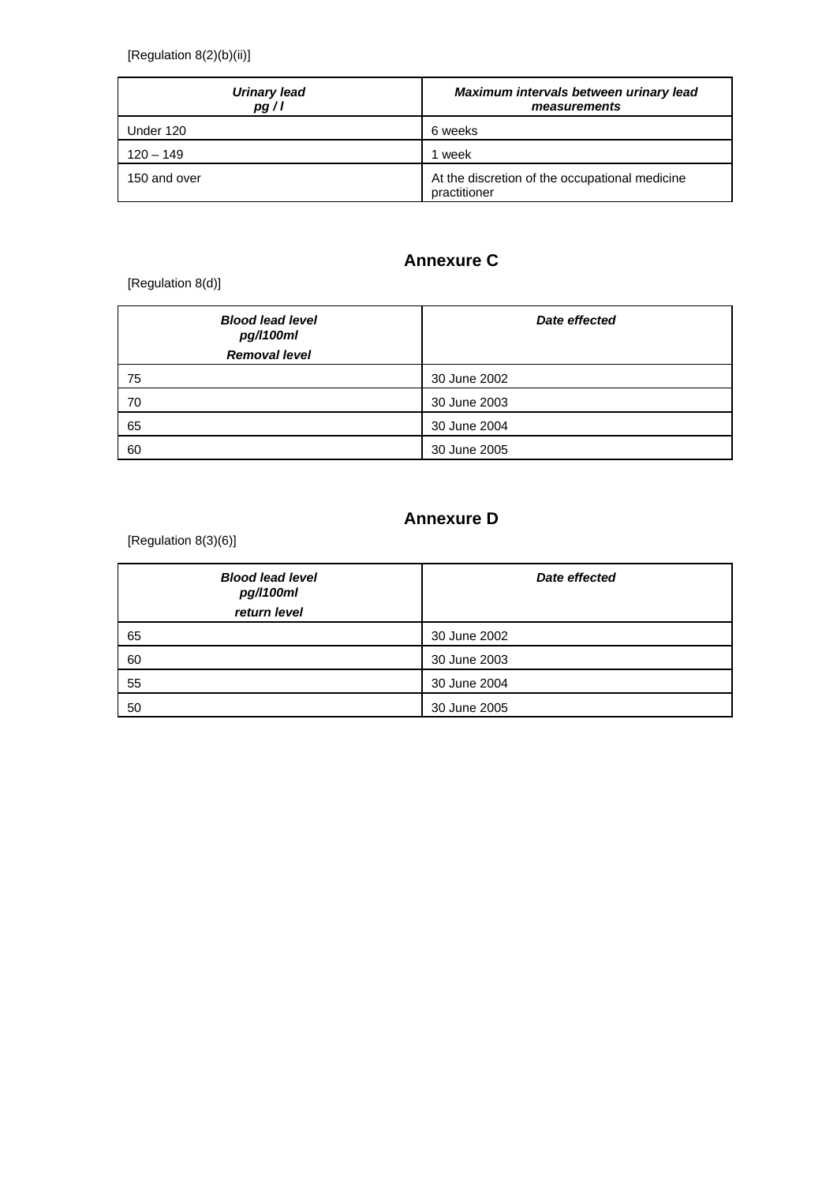[Regulation 8(2)(b)(ii)]

| ***Urinary lead pg / l*** | ***Maximum intervals between urinary lead measurements*** |
|---|---|
| Under 120 | 6 weeks |
| 120 – 149 | 1 week |
| 150 and over | At the discretion of the occupational medicine practitioner |

## Annexure C

[Regulation 8(d)]

| ***Blood lead level pg/l100ml Removal level*** | ***Date effected*** |
|---|---|
| 75 | 30 June 2002 |
| 70 | 30 June 2003 |
| 65 | 30 June 2004 |
| 60 | 30 June 2005 |

## Annexure D

[Regulation 8(3)(6)]

| ***Blood lead level pg/l100ml return level*** | ***Date effected*** |
|---|---|
| 65 | 30 June 2002 |
| 60 | 30 June 2003 |
| 55 | 30 June 2004 |
| 50 | 30 June 2005 |